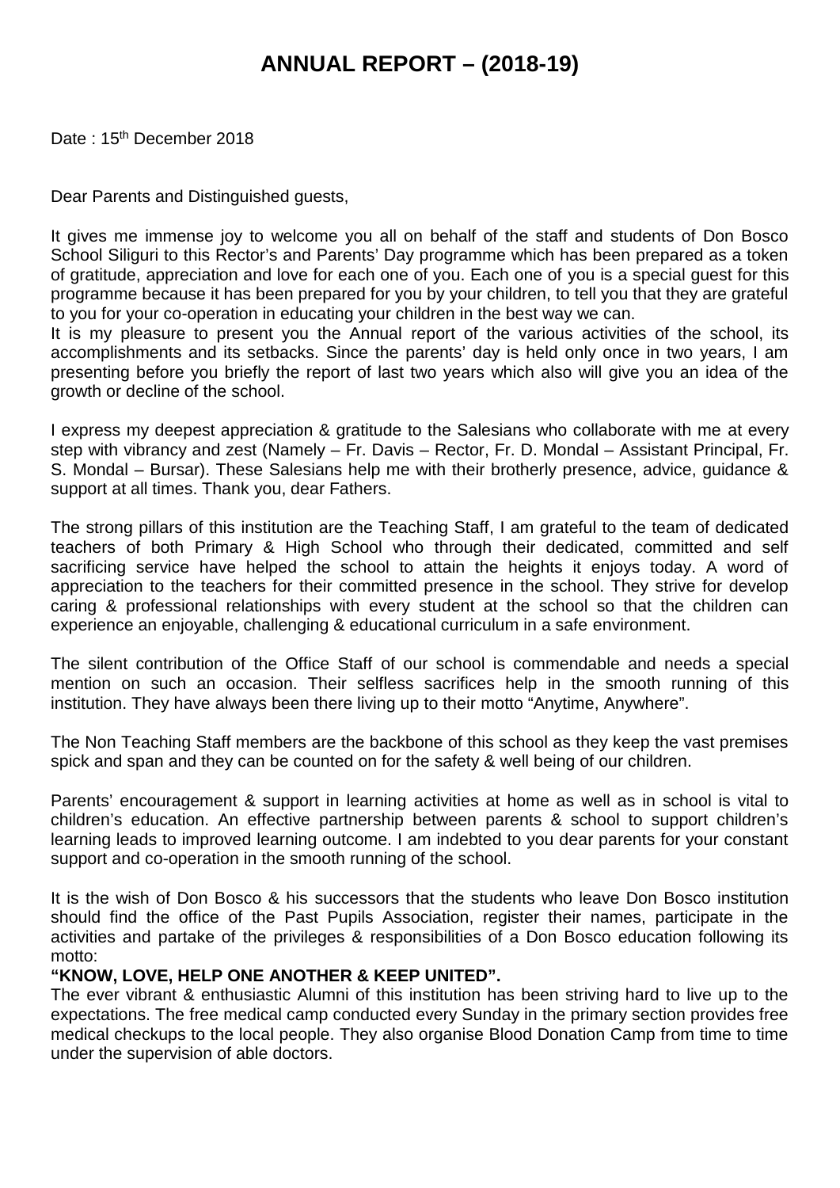# ANNUAL REPORT – (2018-19)

Date : 15th December 2018

Dear Parents and Distinguished guests,

It gives me immense joy to welcome you all on behalf of the staff and students of Don Bosco School Siliguri to this Rector's and Parents' Day programme which has been prepared as a token of gratitude, appreciation and love for each one of you. Each one of you is a special guest for this programme because it has been prepared for you by your children, to tell you that they are grateful to you for your co-operation in educating your children in the best way we can.
It is my pleasure to present you the Annual report of the various activities of the school, its accomplishments and its setbacks. Since the parents' day is held only once in two years, I am presenting before you briefly the report of last two years which also will give you an idea of the growth or decline of the school.

I express my deepest appreciation & gratitude to the Salesians who collaborate with me at every step with vibrancy and zest (Namely – Fr. Davis – Rector, Fr. D. Mondal – Assistant Principal, Fr. S. Mondal – Bursar). These Salesians help me with their brotherly presence, advice, guidance & support at all times. Thank you, dear Fathers.

The strong pillars of this institution are the Teaching Staff, I am grateful to the team of dedicated teachers of both Primary & High School who through their dedicated, committed and self sacrificing service have helped the school to attain the heights it enjoys today. A word of appreciation to the teachers for their committed presence in the school. They strive for develop caring & professional relationships with every student at the school so that the children can experience an enjoyable, challenging & educational curriculum in a safe environment.

The silent contribution of the Office Staff of our school is commendable and needs a special mention on such an occasion. Their selfless sacrifices help in the smooth running of this institution. They have always been there living up to their motto "Anytime, Anywhere".

The Non Teaching Staff members are the backbone of this school as they keep the vast premises spick and span and they can be counted on for the safety & well being of our children.

Parents' encouragement & support in learning activities at home as well as in school is vital to children's education. An effective partnership between parents & school to support children's learning leads to improved learning outcome. I am indebted to you dear parents for your constant support and co-operation in the smooth running of the school.

It is the wish of Don Bosco & his successors that the students who leave Don Bosco institution should find the office of the Past Pupils Association, register their names, participate in the activities and partake of the privileges & responsibilities of a Don Bosco education following its motto:

**"KNOW, LOVE, HELP ONE ANOTHER & KEEP UNITED".**

The ever vibrant & enthusiastic Alumni of this institution has been striving hard to live up to the expectations. The free medical camp conducted every Sunday in the primary section provides free medical checkups to the local people. They also organise Blood Donation Camp from time to time under the supervision of able doctors.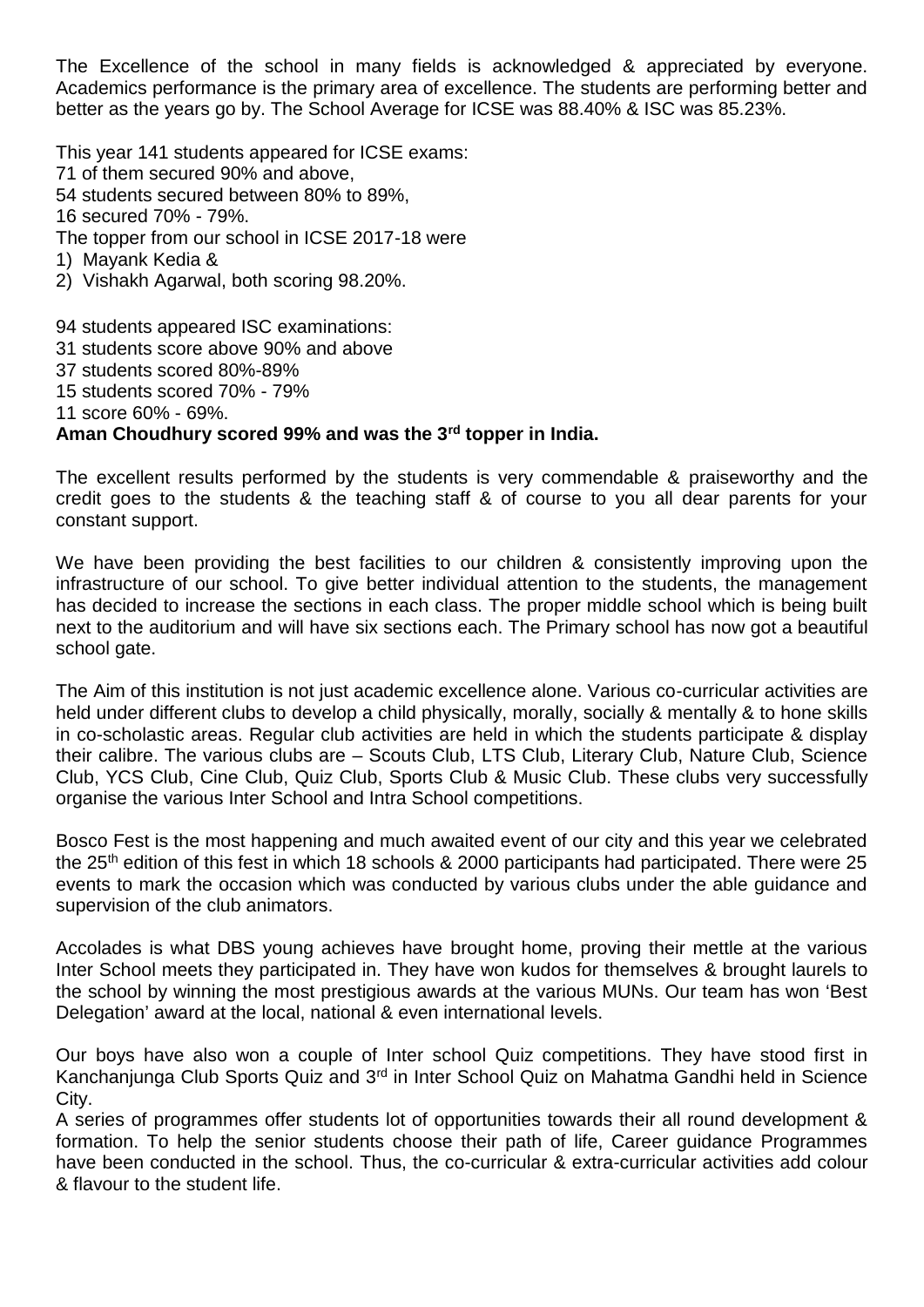The Excellence of the school in many fields is acknowledged & appreciated by everyone. Academics performance is the primary area of excellence. The students are performing better and better as the years go by. The School Average for ICSE was 88.40% & ISC was 85.23%.

This year 141 students appeared for ICSE exams:
71 of them secured 90% and above,
54 students secured between 80% to 89%,
16 secured 70% - 79%.
The topper from our school in ICSE 2017-18 were
1) Mayank Kedia &
2) Vishakh Agarwal, both scoring 98.20%.

94 students appeared ISC examinations:
31 students score above 90% and above
37 students scored 80%-89%
15 students scored 70% - 79%
11 score 60% - 69%.
**Aman Choudhury scored 99% and was the 3rd topper in India.**

The excellent results performed by the students is very commendable & praiseworthy and the credit goes to the students & the teaching staff & of course to you all dear parents for your constant support.

We have been providing the best facilities to our children & consistently improving upon the infrastructure of our school. To give better individual attention to the students, the management has decided to increase the sections in each class. The proper middle school which is being built next to the auditorium and will have six sections each. The Primary school has now got a beautiful school gate.

The Aim of this institution is not just academic excellence alone. Various co-curricular activities are held under different clubs to develop a child physically, morally, socially & mentally & to hone skills in co-scholastic areas. Regular club activities are held in which the students participate & display their calibre. The various clubs are – Scouts Club, LTS Club, Literary Club, Nature Club, Science Club, YCS Club, Cine Club, Quiz Club, Sports Club & Music Club. These clubs very successfully organise the various Inter School and Intra School competitions.

Bosco Fest is the most happening and much awaited event of our city and this year we celebrated the 25th edition of this fest in which 18 schools & 2000 participants had participated. There were 25 events to mark the occasion which was conducted by various clubs under the able guidance and supervision of the club animators.

Accolades is what DBS young achieves have brought home, proving their mettle at the various Inter School meets they participated in. They have won kudos for themselves & brought laurels to the school by winning the most prestigious awards at the various MUNs. Our team has won 'Best Delegation' award at the local, national & even international levels.

Our boys have also won a couple of Inter school Quiz competitions. They have stood first in Kanchanjunga Club Sports Quiz and 3rd in Inter School Quiz on Mahatma Gandhi held in Science City.
A series of programmes offer students lot of opportunities towards their all round development & formation. To help the senior students choose their path of life, Career guidance Programmes have been conducted in the school. Thus, the co-curricular & extra-curricular activities add colour & flavour to the student life.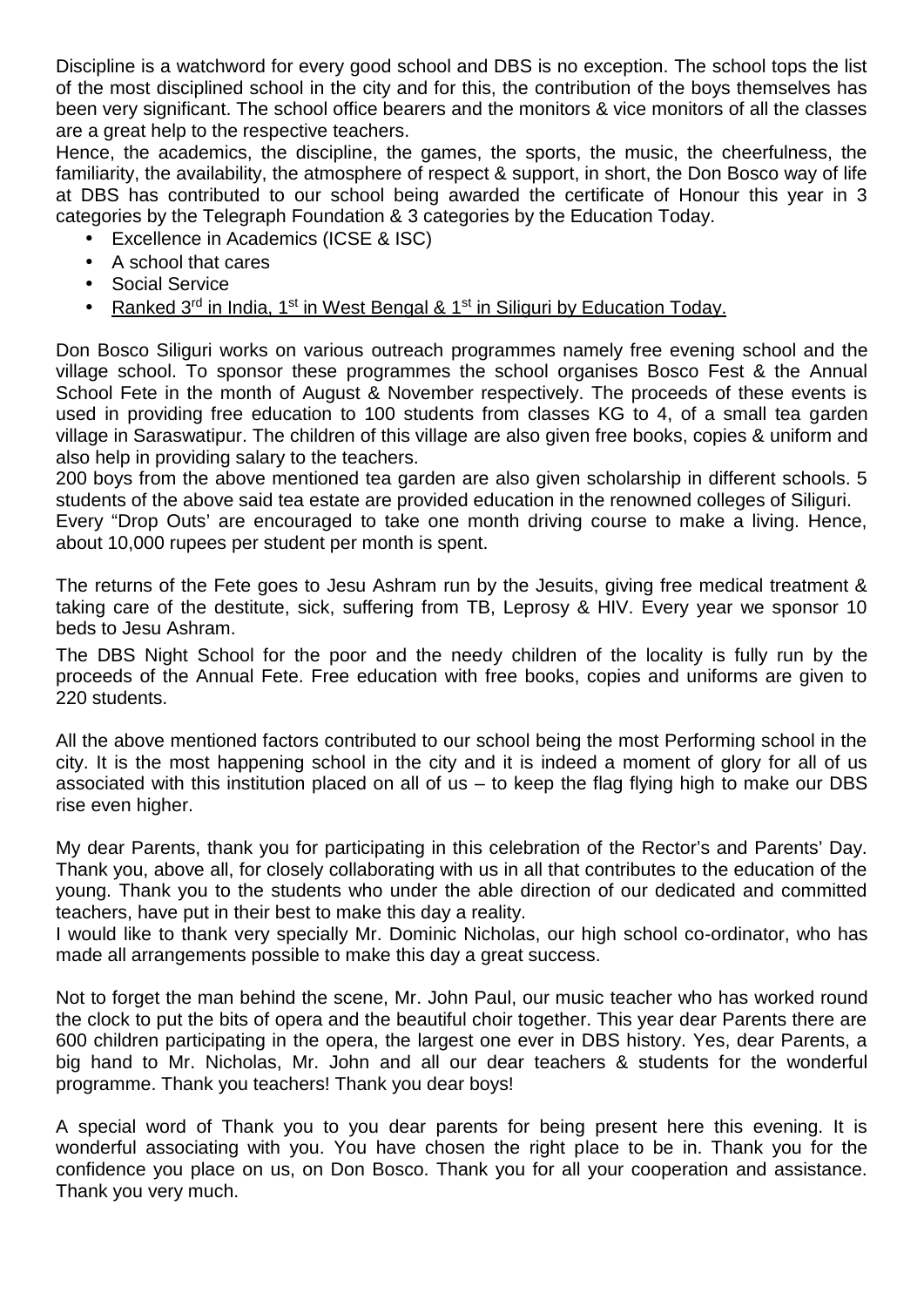Discipline is a watchword for every good school and DBS is no exception. The school tops the list of the most disciplined school in the city and for this, the contribution of the boys themselves has been very significant. The school office bearers and the monitors & vice monitors of all the classes are a great help to the respective teachers.

Hence, the academics, the discipline, the games, the sports, the music, the cheerfulness, the familiarity, the availability, the atmosphere of respect & support, in short, the Don Bosco way of life at DBS has contributed to our school being awarded the certificate of Honour this year in 3 categories by the Telegraph Foundation & 3 categories by the Education Today.

- Excellence in Academics (ICSE & ISC)
- A school that cares
- Social Service
- <u>Ranked 3rd in India, 1st in West Bengal & 1st in Siliguri by Education Today.</u>

Don Bosco Siliguri works on various outreach programmes namely free evening school and the village school. To sponsor these programmes the school organises Bosco Fest & the Annual School Fete in the month of August & November respectively. The proceeds of these events is used in providing free education to 100 students from classes KG to 4, of a small tea garden village in Saraswatipur. The children of this village are also given free books, copies & uniform and also help in providing salary to the teachers.

200 boys from the above mentioned tea garden are also given scholarship in different schools. 5 students of the above said tea estate are provided education in the renowned colleges of Siliguri.

Every "Drop Outs' are encouraged to take one month driving course to make a living. Hence, about 10,000 rupees per student per month is spent.

The returns of the Fete goes to Jesu Ashram run by the Jesuits, giving free medical treatment & taking care of the destitute, sick, suffering from TB, Leprosy & HIV. Every year we sponsor 10 beds to Jesu Ashram.

The DBS Night School for the poor and the needy children of the locality is fully run by the proceeds of the Annual Fete. Free education with free books, copies and uniforms are given to 220 students.

All the above mentioned factors contributed to our school being the most Performing school in the city. It is the most happening school in the city and it is indeed a moment of glory for all of us associated with this institution placed on all of us – to keep the flag flying high to make our DBS rise even higher.

My dear Parents, thank you for participating in this celebration of the Rector's and Parents' Day. Thank you, above all, for closely collaborating with us in all that contributes to the education of the young. Thank you to the students who under the able direction of our dedicated and committed teachers, have put in their best to make this day a reality.

I would like to thank very specially Mr. Dominic Nicholas, our high school co-ordinator, who has made all arrangements possible to make this day a great success.

Not to forget the man behind the scene, Mr. John Paul, our music teacher who has worked round the clock to put the bits of opera and the beautiful choir together. This year dear Parents there are 600 children participating in the opera, the largest one ever in DBS history. Yes, dear Parents, a big hand to Mr. Nicholas, Mr. John and all our dear teachers & students for the wonderful programme. Thank you teachers! Thank you dear boys!

A special word of Thank you to you dear parents for being present here this evening. It is wonderful associating with you. You have chosen the right place to be in. Thank you for the confidence you place on us, on Don Bosco. Thank you for all your cooperation and assistance. Thank you very much.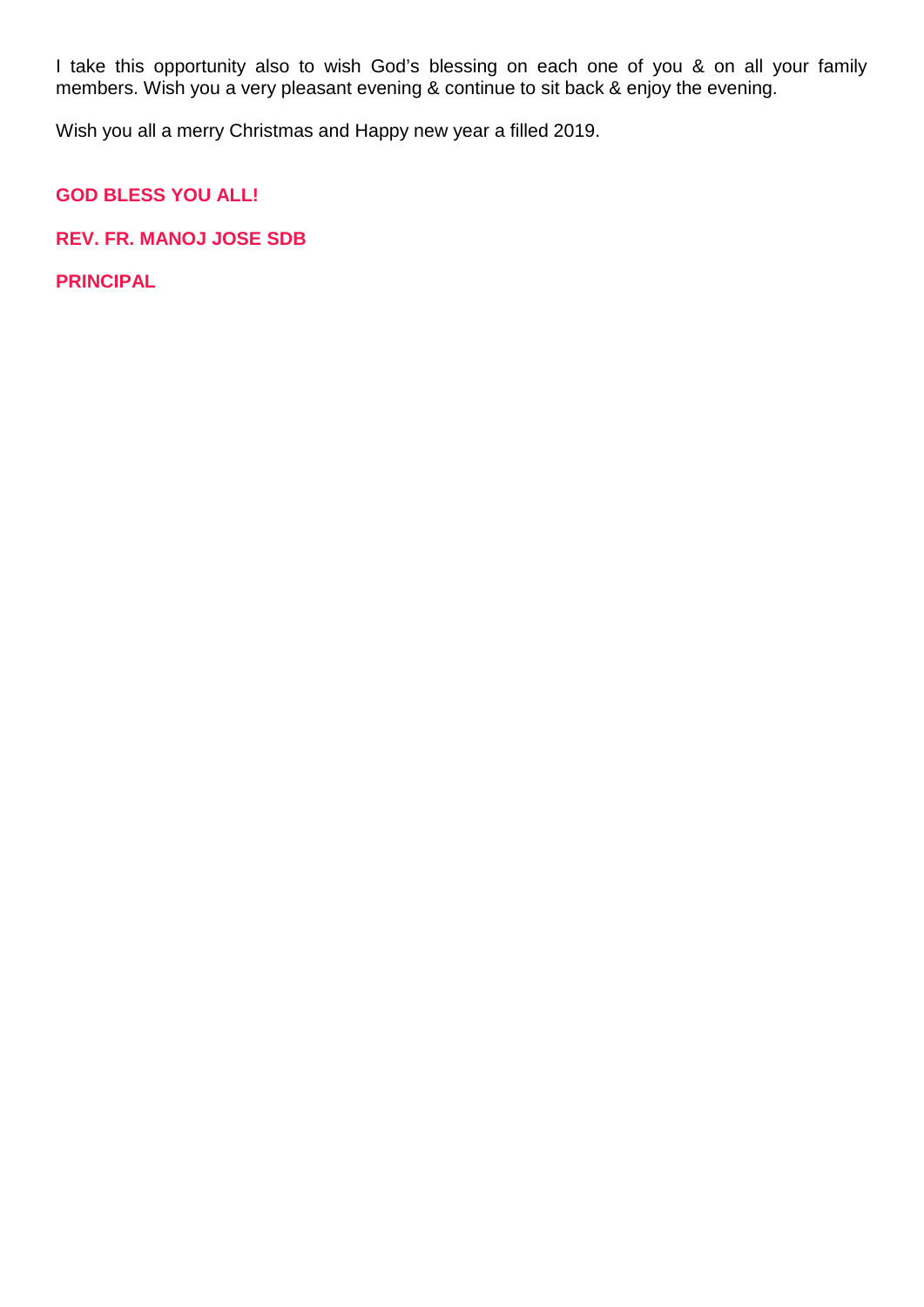I take this opportunity also to wish God's blessing on each one of you & on all your family members. Wish you a very pleasant evening & continue to sit back & enjoy the evening.

Wish you all a merry Christmas and Happy new year a filled 2019.

**GOD BLESS YOU ALL!**

**REV. FR. MANOJ JOSE SDB**

**PRINCIPAL**